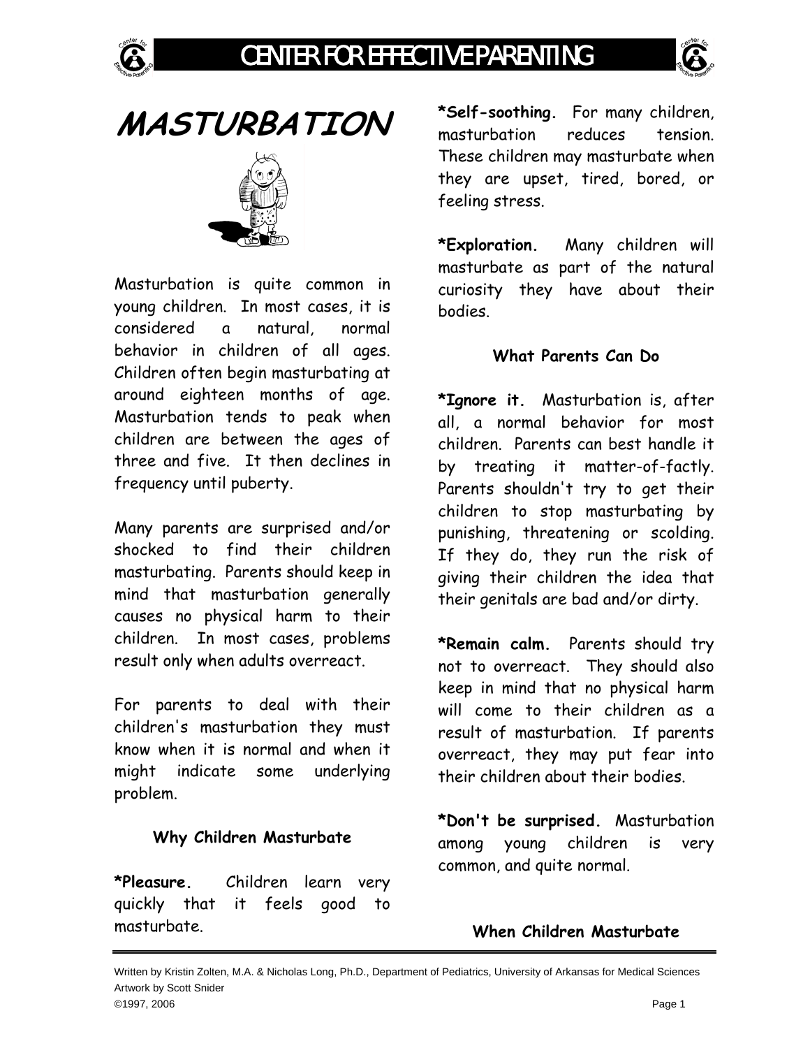# MASTURBATION

Masturbation is quite common in young children. In most cases, it is considered a natural, normal behavior in children of all ages. Children often begin masturbating at around eighteen months of age. Masturbation tends to peak when children are between the ages of three and five. It then declines in frequency until puberty.

Many parents are surprised and/or shocked to find their children masturbating. Parents should keep in mind that masturbation generally causes no physical harm to their children. In most cases, problems result only when adults overreact.

For parents to deal with their children's masturbation they must know when it is normal and when it might indicate some underlying problem.

### Why Children Masturbate

**\*Pleasure.** Children learn very quickly that it feels good to masturbate.

**\*Self-soothing.** For many children, masturbation reduces tension. These children may masturbate when they are upset, tired, bored, or feeling stress.

**\*Exploration.** Many children will masturbate as part of the natural curiosity they have about their bodies.

### What Parents Can Do

**\*Ignore it.** Masturbation is, after all, a normal behavior for most children. Parents can best handle it by treating it matter-of-factly. Parents shouldn't try to get their children to stop masturbating by punishing, threatening or scolding. If they do, they run the risk of giving their children the idea that their genitals are bad and/or dirty.

**\*Remain calm.** Parents should try not to overreact. They should also keep in mind that no physical harm will come to their children as a result of masturbation. If parents overreact, they may put fear into their children about their bodies.

**\*Don't be surprised.** Masturbation among young children is very common, and quite normal.

### When Children Masturbate

Written by Kristin Zolten, M.A. & Nicholas Long, Ph.D., Department of Pediatrics, University of Arkansas for Medical Sciences
Artwork by Scott Snider
©1997, 2006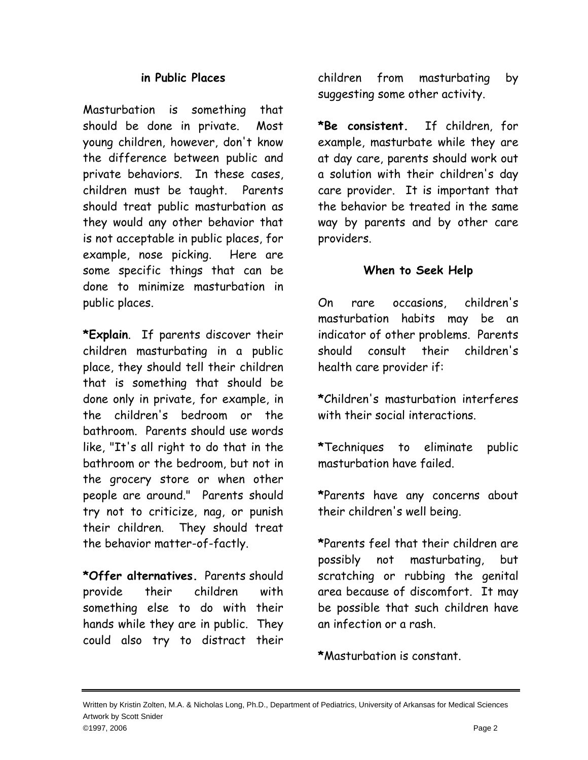### in Public Places

Masturbation is something that should be done in private. Most young children, however, don't know the difference between public and private behaviors. In these cases, children must be taught. Parents should treat public masturbation as they would any other behavior that is not acceptable in public places, for example, nose picking. Here are some specific things that can be done to minimize masturbation in public places.

***Explain**. If parents discover their children masturbating in a public place, they should tell their children that is something that should be done only in private, for example, in the children's bedroom or the bathroom. Parents should use words like, "It's all right to do that in the bathroom or the bedroom, but not in the grocery store or when other people are around." Parents should try not to criticize, nag, or punish their children. They should treat the behavior matter-of-factly.

***Offer alternatives.** Parents should provide their children with something else to do with their hands while they are in public. They could also try to distract their children from masturbating by suggesting some other activity.

***Be consistent.** If children, for example, masturbate while they are at day care, parents should work out a solution with their children's day care provider. It is important that the behavior be treated in the same way by parents and by other care providers.

### When to Seek Help

On rare occasions, children's masturbation habits may be an indicator of other problems. Parents should consult their children's health care provider if:

*Children's masturbation interferes with their social interactions.

*Techniques to eliminate public masturbation have failed.

*Parents have any concerns about their children's well being.

*Parents feel that their children are possibly not masturbating, but scratching or rubbing the genital area because of discomfort. It may be possible that such children have an infection or a rash.

*Masturbation is constant.

Written by Kristin Zolten, M.A. & Nicholas Long, Ph.D., Department of Pediatrics, University of Arkansas for Medical Sciences
Artwork by Scott Snider
©1997, 2006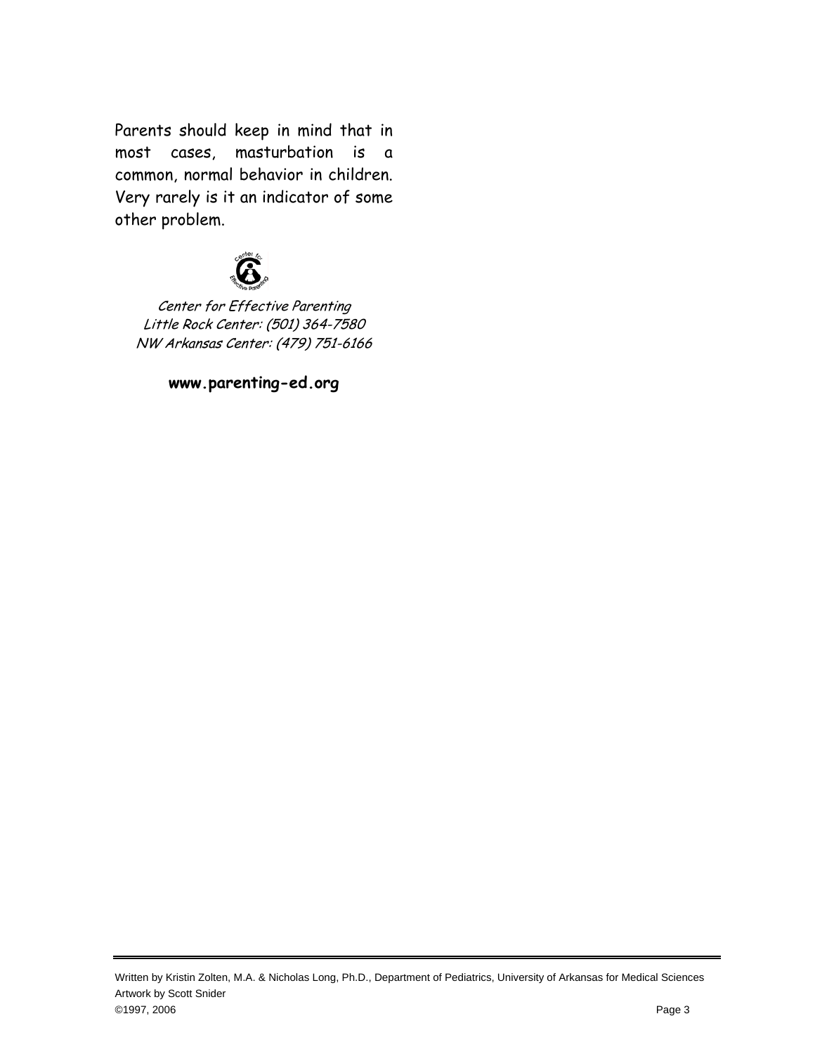Parents should keep in mind that in most cases, masturbation is a common, normal behavior in children. Very rarely is it an indicator of some other problem.

*Center for Effective Parenting*
*Little Rock Center: (501) 364-7580*
*NW Arkansas Center: (479) 751-6166*

**www.parenting-ed.org**

Written by Kristin Zolten, M.A. & Nicholas Long, Ph.D., Department of Pediatrics, University of Arkansas for Medical Sciences
Artwork by Scott Snider
©1997, 2006